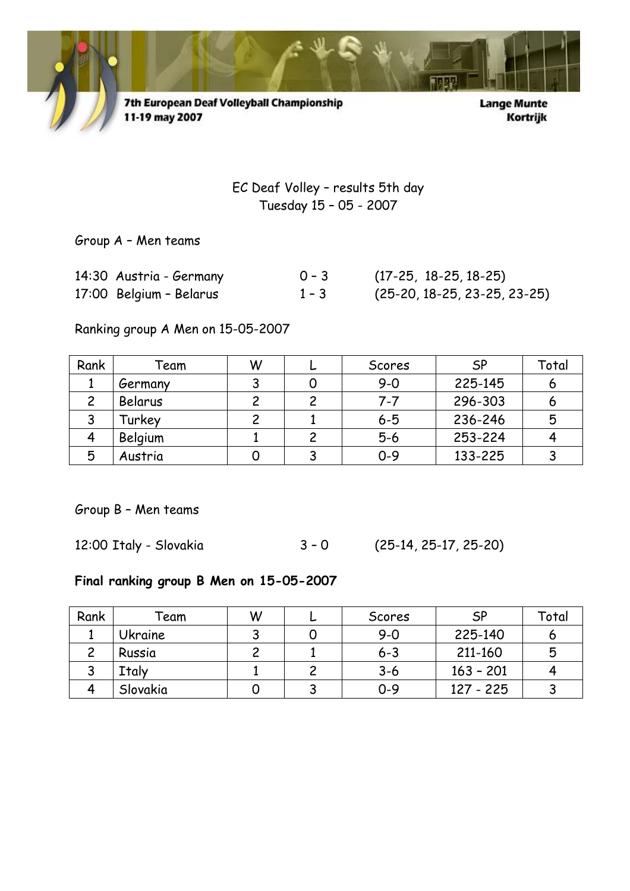7th European Deaf Volleyball Championship
11-19 may 2007

Lange Munte
Kortrijk

EC Deaf Volley – results 5th day
Tuesday 15 – 05 - 2007

Group A – Men teams

14:30 Austria - Germany 0 – 3 (17-25, 18-25, 18-25)
17:00 Belgium – Belarus 1 – 3 (25-20, 18-25, 23-25, 23-25)

Ranking group A Men on 15-05-2007

| Rank | Team | W | L | Scores | SP | Total |
|---|---|---|---|---|---|---|
| 1 | Germany | 3 | 0 | 9-0 | 225-145 | 6 |
| 2 | Belarus | 2 | 2 | 7-7 | 296-303 | 6 |
| 3 | Turkey | 2 | 1 | 6-5 | 236-246 | 5 |
| 4 | Belgium | 1 | 2 | 5-6 | 253-224 | 4 |
| 5 | Austria | 0 | 3 | 0-9 | 133-225 | 3 |

Group B – Men teams

12:00 Italy - Slovakia 3 – 0 (25-14, 25-17, 25-20)

**Final ranking group B Men on 15-05-2007**

| Rank | Team | W | L | Scores | SP | Total |
|---|---|---|---|---|---|---|
| 1 | Ukraine | 3 | 0 | 9-0 | 225-140 | 6 |
| 2 | Russia | 2 | 1 | 6-3 | 211-160 | 5 |
| 3 | Italy | 1 | 2 | 3-6 | 163 – 201 | 4 |
| 4 | Slovakia | 0 | 3 | 0-9 | 127 - 225 | 3 |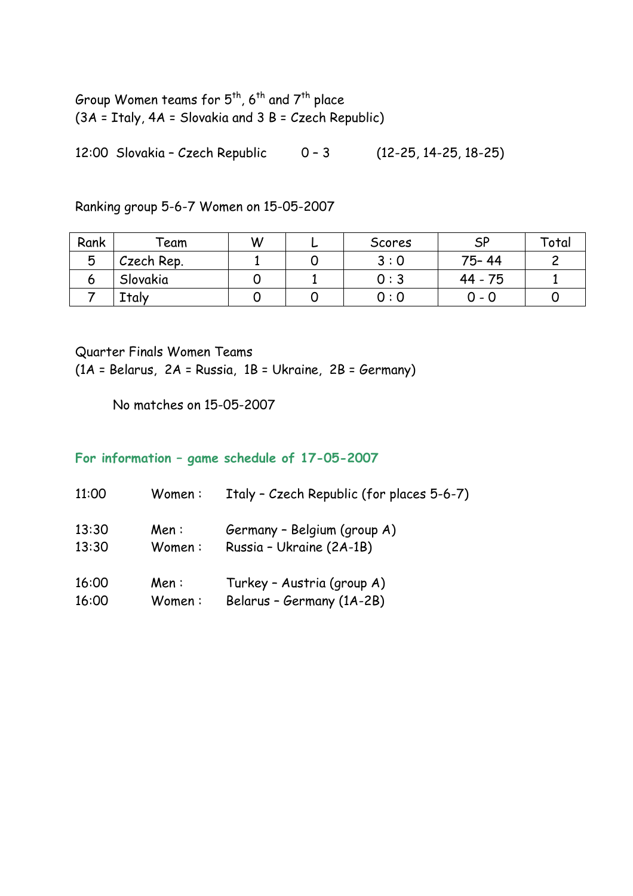Group Women teams for 5th, 6th and 7th place
(3A = Italy, 4A = Slovakia and 3 B = Czech Republic)

12:00 Slovakia – Czech Republic 0 – 3 (12-25, 14-25, 18-25)

Ranking group 5-6-7 Women on 15-05-2007

| Rank | Team | W | L | Scores | SP | Total |
|---|---|---|---|---|---|---|
| 5 | Czech Rep. | 1 | 0 | 3 : 0 | 75- 44 | 2 |
| 6 | Slovakia | 0 | 1 | 0 : 3 | 44 - 75 | 1 |
| 7 | Italy | 0 | 0 | 0 : 0 | 0 - 0 | 0 |

Quarter Finals Women Teams
(1A = Belarus, 2A = Russia, 1B = Ukraine, 2B = Germany)

No matches on 15-05-2007

**For information – game schedule of 17-05-2007**

11:00 Women : Italy – Czech Republic (for places 5-6-7)

13:30 Men : Germany – Belgium (group A)
13:30 Women : Russia – Ukraine (2A-1B)

16:00 Men : Turkey – Austria (group A)
16:00 Women : Belarus – Germany (1A-2B)